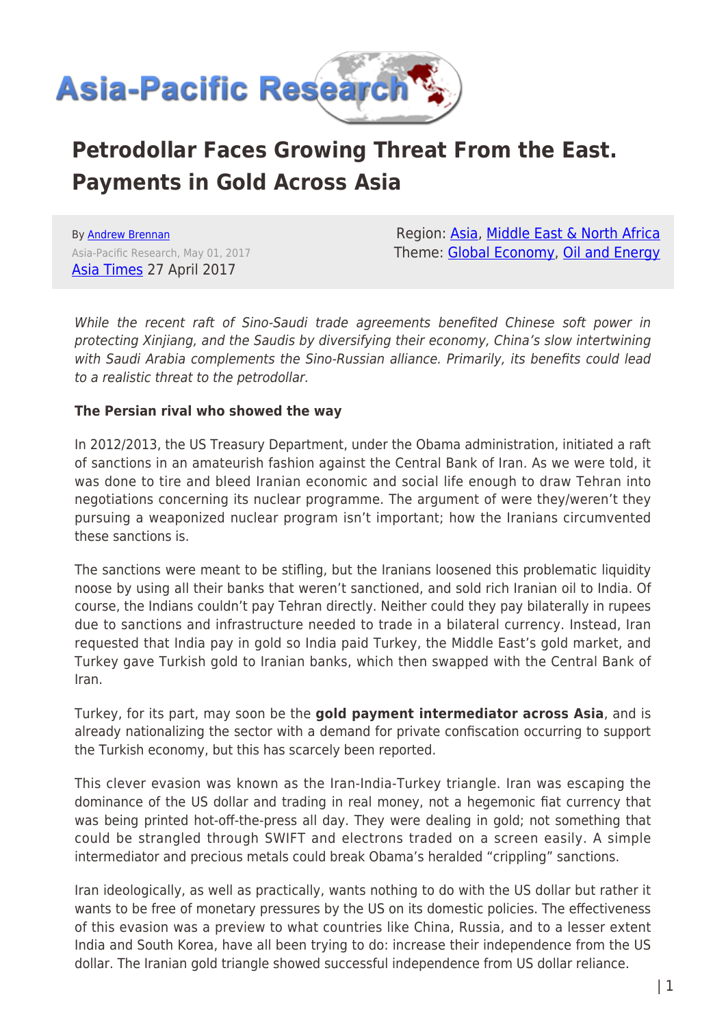# Petrodollar Faces Growing Threat From the East. Payments in Gold Across Asia

By Andrew Brennan
Asia-Pacific Research, May 01, 2017
Asia Times 27 April 2017

Region: Asia, Middle East & North Africa
Theme: Global Economy, Oil and Energy

*While the recent raft of Sino-Saudi trade agreements benefited Chinese soft power in protecting Xinjiang, and the Saudis by diversifying their economy, China's slow intertwining with Saudi Arabia complements the Sino-Russian alliance. Primarily, its benefits could lead to a realistic threat to the petrodollar.*

**The Persian rival who showed the way**

In 2012/2013, the US Treasury Department, under the Obama administration, initiated a raft of sanctions in an amateurish fashion against the Central Bank of Iran. As we were told, it was done to tire and bleed Iranian economic and social life enough to draw Tehran into negotiations concerning its nuclear programme. The argument of were they/weren't they pursuing a weaponized nuclear program isn't important; how the Iranians circumvented these sanctions is.

The sanctions were meant to be stifling, but the Iranians loosened this problematic liquidity noose by using all their banks that weren't sanctioned, and sold rich Iranian oil to India. Of course, the Indians couldn't pay Tehran directly. Neither could they pay bilaterally in rupees due to sanctions and infrastructure needed to trade in a bilateral currency. Instead, Iran requested that India pay in gold so India paid Turkey, the Middle East's gold market, and Turkey gave Turkish gold to Iranian banks, which then swapped with the Central Bank of Iran.

Turkey, for its part, may soon be the **gold payment intermediator across Asia**, and is already nationalizing the sector with a demand for private confiscation occurring to support the Turkish economy, but this has scarcely been reported.

This clever evasion was known as the Iran-India-Turkey triangle. Iran was escaping the dominance of the US dollar and trading in real money, not a hegemonic fiat currency that was being printed hot-off-the-press all day. They were dealing in gold; not something that could be strangled through SWIFT and electrons traded on a screen easily. A simple intermediator and precious metals could break Obama's heralded "crippling" sanctions.

Iran ideologically, as well as practically, wants nothing to do with the US dollar but rather it wants to be free of monetary pressures by the US on its domestic policies. The effectiveness of this evasion was a preview to what countries like China, Russia, and to a lesser extent India and South Korea, have all been trying to do: increase their independence from the US dollar. The Iranian gold triangle showed successful independence from US dollar reliance.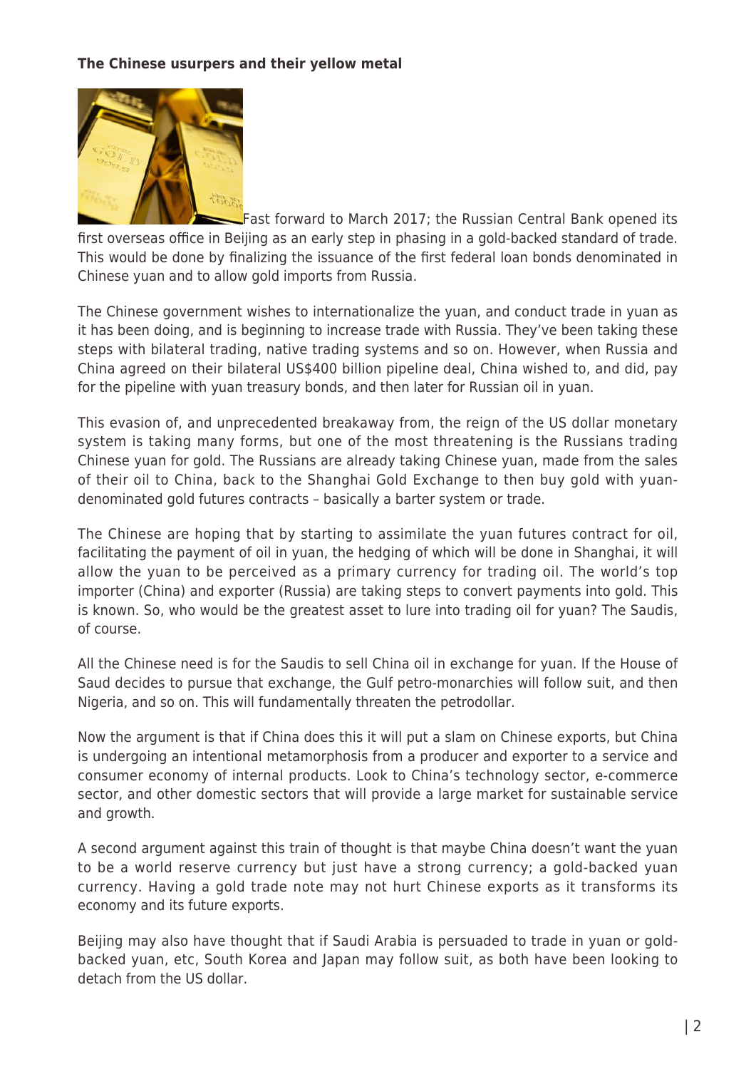**The Chinese usurpers and their yellow metal**

Fast forward to March 2017; the Russian Central Bank opened its first overseas office in Beijing as an early step in phasing in a gold-backed standard of trade. This would be done by finalizing the issuance of the first federal loan bonds denominated in Chinese yuan and to allow gold imports from Russia.

The Chinese government wishes to internationalize the yuan, and conduct trade in yuan as it has been doing, and is beginning to increase trade with Russia. They've been taking these steps with bilateral trading, native trading systems and so on. However, when Russia and China agreed on their bilateral US$400 billion pipeline deal, China wished to, and did, pay for the pipeline with yuan treasury bonds, and then later for Russian oil in yuan.

This evasion of, and unprecedented breakaway from, the reign of the US dollar monetary system is taking many forms, but one of the most threatening is the Russians trading Chinese yuan for gold. The Russians are already taking Chinese yuan, made from the sales of their oil to China, back to the Shanghai Gold Exchange to then buy gold with yuan-denominated gold futures contracts – basically a barter system or trade.

The Chinese are hoping that by starting to assimilate the yuan futures contract for oil, facilitating the payment of oil in yuan, the hedging of which will be done in Shanghai, it will allow the yuan to be perceived as a primary currency for trading oil. The world's top importer (China) and exporter (Russia) are taking steps to convert payments into gold. This is known. So, who would be the greatest asset to lure into trading oil for yuan? The Saudis, of course.

All the Chinese need is for the Saudis to sell China oil in exchange for yuan. If the House of Saud decides to pursue that exchange, the Gulf petro-monarchies will follow suit, and then Nigeria, and so on. This will fundamentally threaten the petrodollar.

Now the argument is that if China does this it will put a slam on Chinese exports, but China is undergoing an intentional metamorphosis from a producer and exporter to a service and consumer economy of internal products. Look to China's technology sector, e-commerce sector, and other domestic sectors that will provide a large market for sustainable service and growth.

A second argument against this train of thought is that maybe China doesn't want the yuan to be a world reserve currency but just have a strong currency; a gold-backed yuan currency. Having a gold trade note may not hurt Chinese exports as it transforms its economy and its future exports.

Beijing may also have thought that if Saudi Arabia is persuaded to trade in yuan or gold-backed yuan, etc, South Korea and Japan may follow suit, as both have been looking to detach from the US dollar.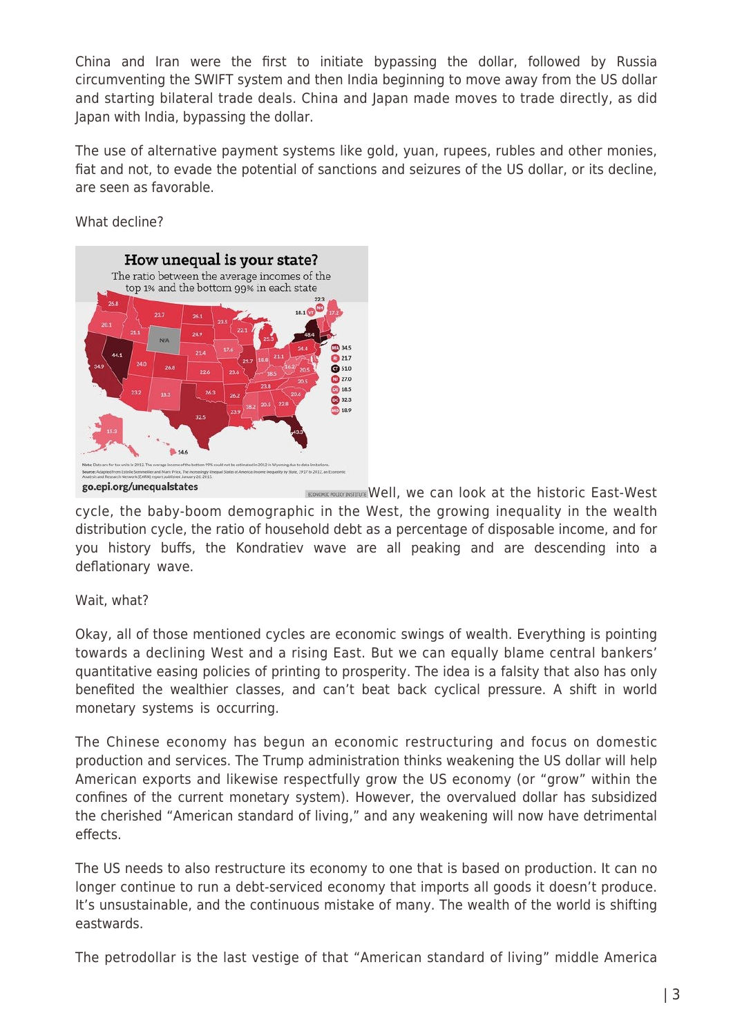China and Iran were the first to initiate bypassing the dollar, followed by Russia circumventing the SWIFT system and then India beginning to move away from the US dollar and starting bilateral trade deals. China and Japan made moves to trade directly, as did Japan with India, bypassing the dollar.

The use of alternative payment systems like gold, yuan, rupees, rubles and other monies, fiat and not, to evade the potential of sanctions and seizures of the US dollar, or its decline, are seen as favorable.

What decline?

Well, we can look at the historic East-West cycle, the baby-boom demographic in the West, the growing inequality in the wealth distribution cycle, the ratio of household debt as a percentage of disposable income, and for you history buffs, the Kondratiev wave are all peaking and are descending into a deflationary wave.

Wait, what?

Okay, all of those mentioned cycles are economic swings of wealth. Everything is pointing towards a declining West and a rising East. But we can equally blame central bankers' quantitative easing policies of printing to prosperity. The idea is a falsity that also has only benefited the wealthier classes, and can't beat back cyclical pressure. A shift in world monetary systems is occurring.

The Chinese economy has begun an economic restructuring and focus on domestic production and services. The Trump administration thinks weakening the US dollar will help American exports and likewise respectfully grow the US economy (or "grow" within the confines of the current monetary system). However, the overvalued dollar has subsidized the cherished "American standard of living," and any weakening will now have detrimental effects.

The US needs to also restructure its economy to one that is based on production. It can no longer continue to run a debt-serviced economy that imports all goods it doesn't produce. It's unsustainable, and the continuous mistake of many. The wealth of the world is shifting eastwards.

The petrodollar is the last vestige of that "American standard of living" middle America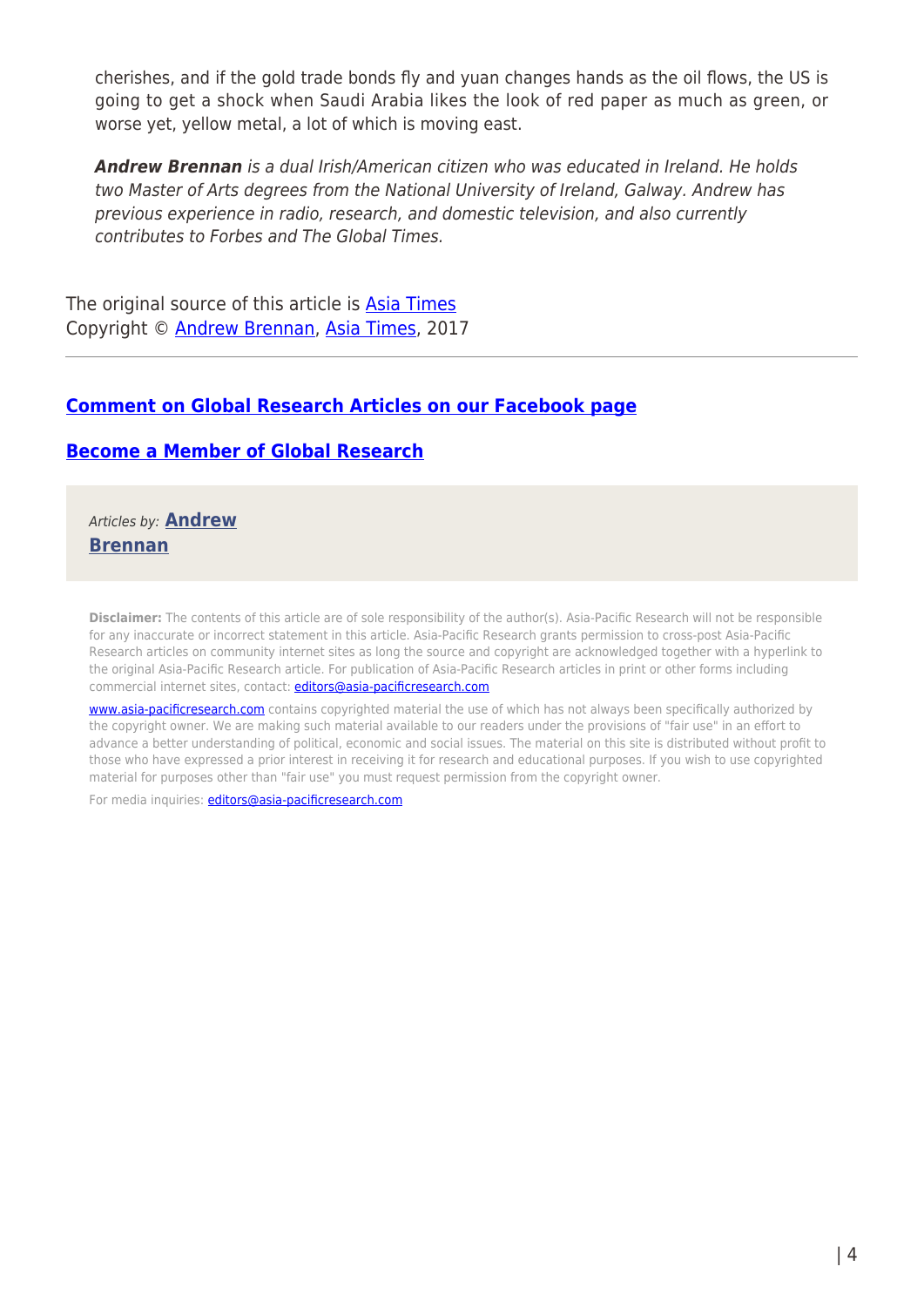cherishes, and if the gold trade bonds fly and yuan changes hands as the oil flows, the US is going to get a shock when Saudi Arabia likes the look of red paper as much as green, or worse yet, yellow metal, a lot of which is moving east.

***Andrew Brennan*** *is a dual Irish/American citizen who was educated in Ireland. He holds two Master of Arts degrees from the National University of Ireland, Galway. Andrew has previous experience in radio, research, and domestic television, and also currently contributes to Forbes and The Global Times.*

The original source of this article is Asia Times
Copyright © Andrew Brennan, Asia Times, 2017

---

**Comment on Global Research Articles on our Facebook page**

**Become a Member of Global Research**

*Articles by:* **Andrew Brennan**

**Disclaimer:** The contents of this article are of sole responsibility of the author(s). Asia-Pacific Research will not be responsible for any inaccurate or incorrect statement in this article. Asia-Pacific Research grants permission to cross-post Asia-Pacific Research articles on community internet sites as long the source and copyright are acknowledged together with a hyperlink to the original Asia-Pacific Research article. For publication of Asia-Pacific Research articles in print or other forms including commercial internet sites, contact: editors@asia-pacificresearch.com

www.asia-pacificresearch.com contains copyrighted material the use of which has not always been specifically authorized by the copyright owner. We are making such material available to our readers under the provisions of "fair use" in an effort to advance a better understanding of political, economic and social issues. The material on this site is distributed without profit to those who have expressed a prior interest in receiving it for research and educational purposes. If you wish to use copyrighted material for purposes other than "fair use" you must request permission from the copyright owner.

For media inquiries: editors@asia-pacificresearch.com